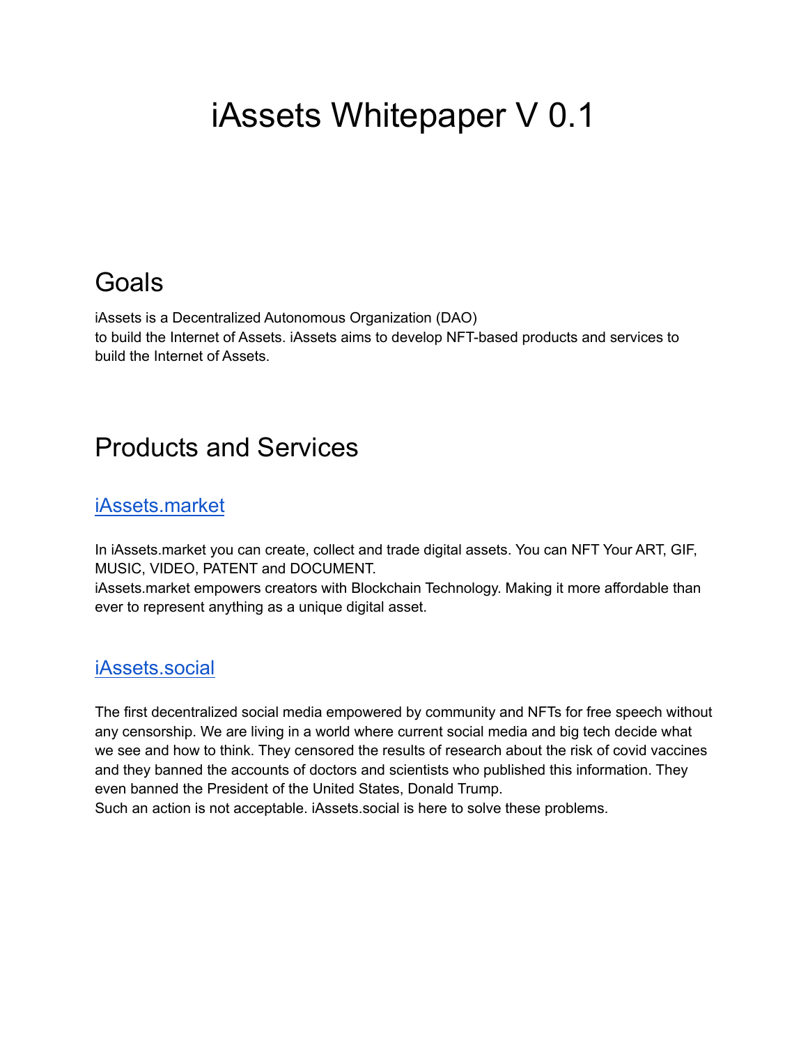# iAssets Whitepaper V 0.1

## Goals

iAssets is a Decentralized Autonomous Organization (DAO)
to build the Internet of Assets. iAssets aims to develop NFT-based products and services to build the Internet of Assets.

## Products and Services

### iAssets.market

In iAssets.market you can create, collect and trade digital assets. You can NFT Your ART, GIF, MUSIC, VIDEO, PATENT and DOCUMENT.
iAssets.market empowers creators with Blockchain Technology. Making it more affordable than ever to represent anything as a unique digital asset.

### iAssets.social

The first decentralized social media empowered by community and NFTs for free speech without any censorship. We are living in a world where current social media and big tech decide what we see and how to think. They censored the results of research about the risk of covid vaccines and they banned the accounts of doctors and scientists who published this information. They even banned the President of the United States, Donald Trump.
Such an action is not acceptable. iAssets.social is here to solve these problems.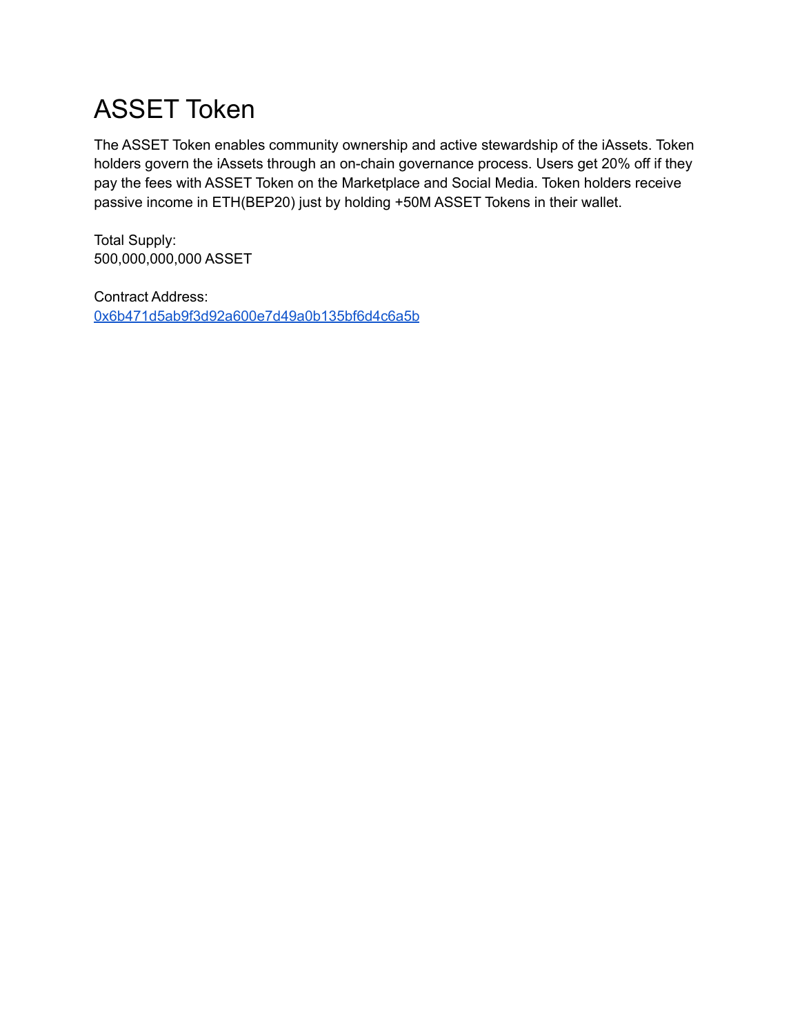# ASSET Token

The ASSET Token enables community ownership and active stewardship of the iAssets. Token holders govern the iAssets through an on-chain governance process. Users get 20% off if they pay the fees with ASSET Token on the Marketplace and Social Media. Token holders receive passive income in ETH(BEP20) just by holding +50M ASSET Tokens in their wallet.

Total Supply:
500,000,000,000 ASSET

Contract Address:
[0x6b471d5ab9f3d92a600e7d49a0b135bf6d4c6a5b](0x6b471d5ab9f3d92a600e7d49a0b135bf6d4c6a5b)